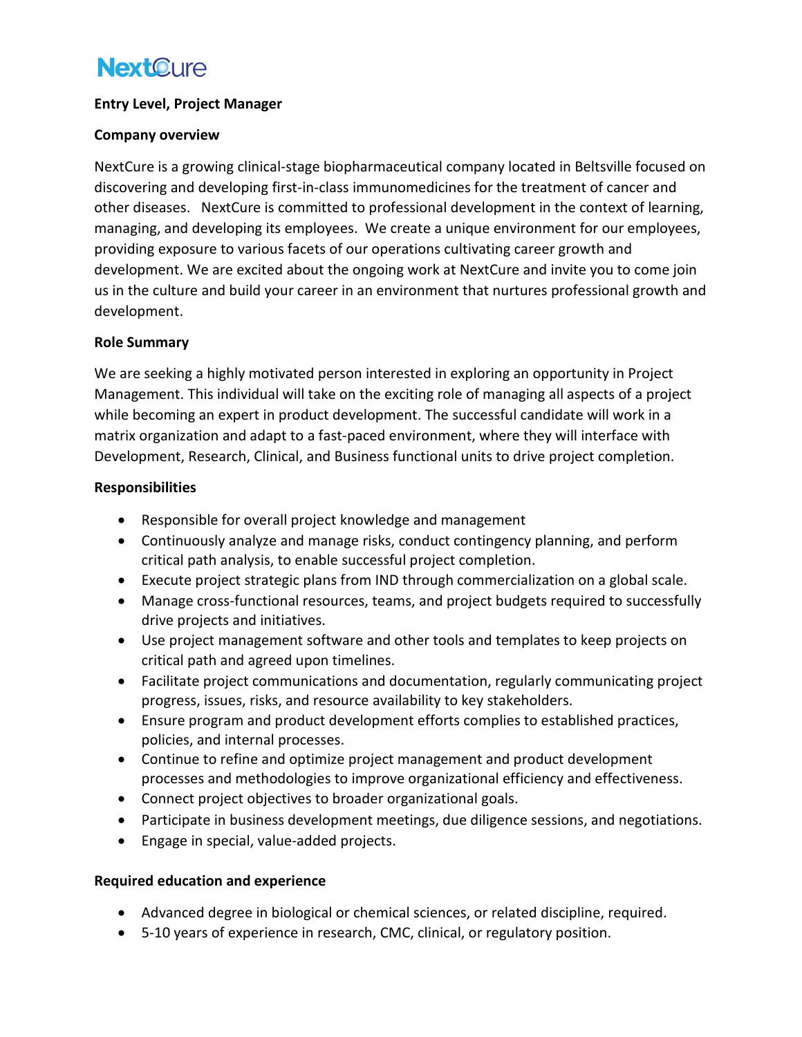NextCure

**Entry Level, Project Manager**

**Company overview**

NextCure is a growing clinical-stage biopharmaceutical company located in Beltsville focused on discovering and developing first-in-class immunomedicines for the treatment of cancer and other diseases. NextCure is committed to professional development in the context of learning, managing, and developing its employees. We create a unique environment for our employees, providing exposure to various facets of our operations cultivating career growth and development. We are excited about the ongoing work at NextCure and invite you to come join us in the culture and build your career in an environment that nurtures professional growth and development.

**Role Summary**

We are seeking a highly motivated person interested in exploring an opportunity in Project Management. This individual will take on the exciting role of managing all aspects of a project while becoming an expert in product development. The successful candidate will work in a matrix organization and adapt to a fast-paced environment, where they will interface with Development, Research, Clinical, and Business functional units to drive project completion.

**Responsibilities**

- Responsible for overall project knowledge and management
- Continuously analyze and manage risks, conduct contingency planning, and perform critical path analysis, to enable successful project completion.
- Execute project strategic plans from IND through commercialization on a global scale.
- Manage cross-functional resources, teams, and project budgets required to successfully drive projects and initiatives.
- Use project management software and other tools and templates to keep projects on critical path and agreed upon timelines.
- Facilitate project communications and documentation, regularly communicating project progress, issues, risks, and resource availability to key stakeholders.
- Ensure program and product development efforts complies to established practices, policies, and internal processes.
- Continue to refine and optimize project management and product development processes and methodologies to improve organizational efficiency and effectiveness.
- Connect project objectives to broader organizational goals.
- Participate in business development meetings, due diligence sessions, and negotiations.
- Engage in special, value-added projects.

**Required education and experience**

- Advanced degree in biological or chemical sciences, or related discipline, required.
- 5-10 years of experience in research, CMC, clinical, or regulatory position.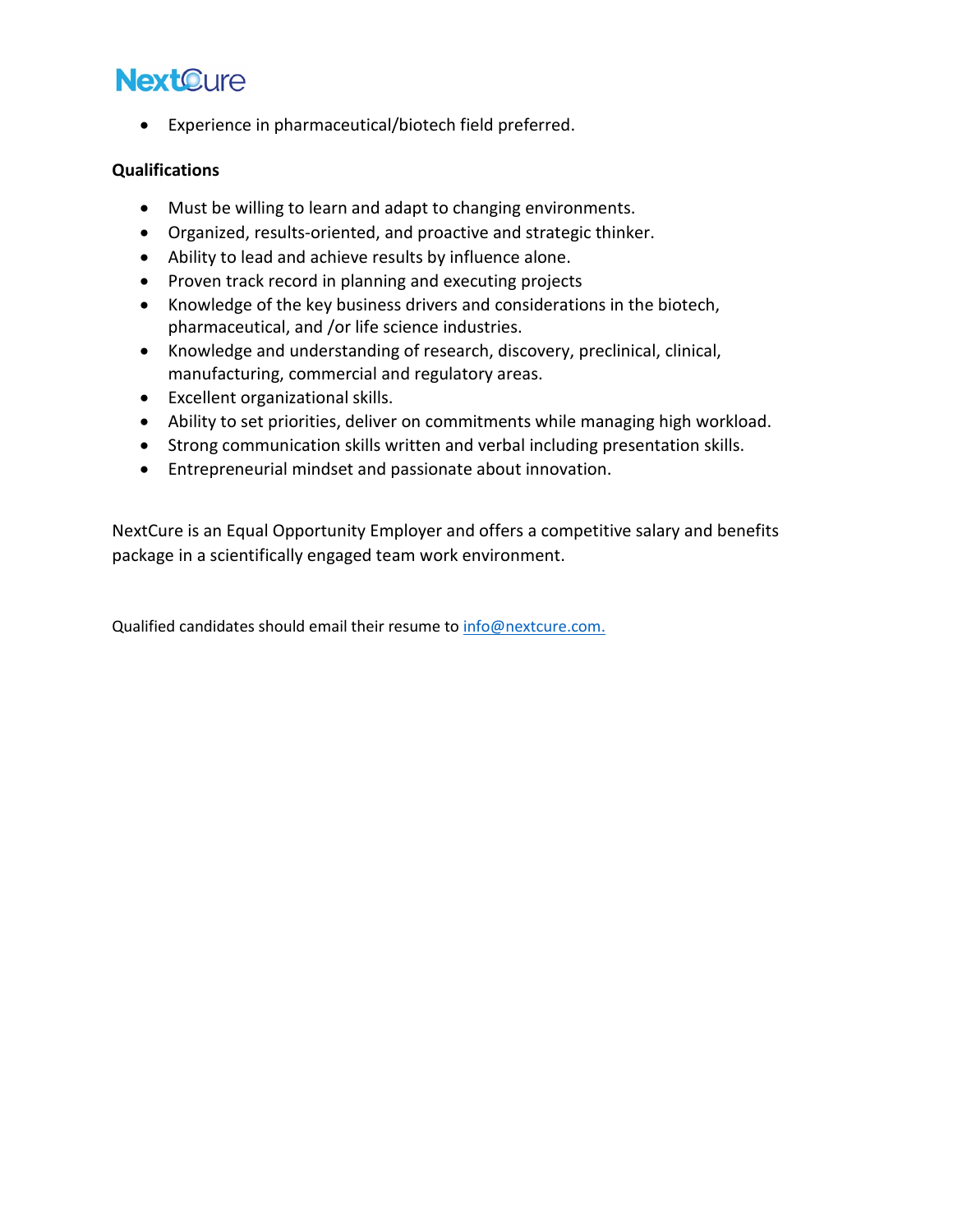- Experience in pharmaceutical/biotech field preferred.

**Qualifications**

- Must be willing to learn and adapt to changing environments.
- Organized, results-oriented, and proactive and strategic thinker.
- Ability to lead and achieve results by influence alone.
- Proven track record in planning and executing projects
- Knowledge of the key business drivers and considerations in the biotech, pharmaceutical, and /or life science industries.
- Knowledge and understanding of research, discovery, preclinical, clinical, manufacturing, commercial and regulatory areas.
- Excellent organizational skills.
- Ability to set priorities, deliver on commitments while managing high workload.
- Strong communication skills written and verbal including presentation skills.
- Entrepreneurial mindset and passionate about innovation.

NextCure is an Equal Opportunity Employer and offers a competitive salary and benefits package in a scientifically engaged team work environment.

Qualified candidates should email their resume to info@nextcure.com.